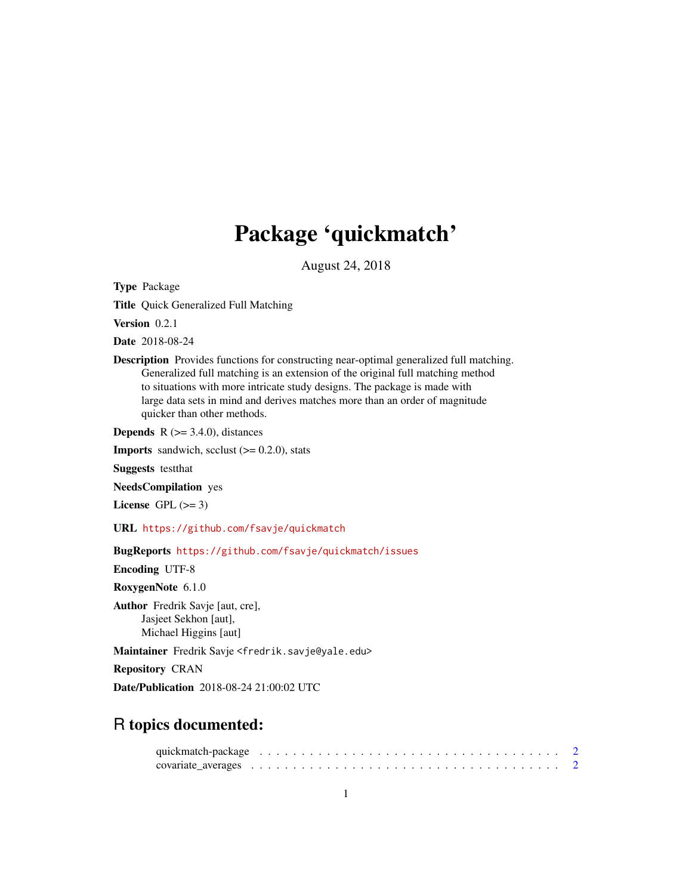# Package 'quickmatch'

August 24, 2018

**Type** Package

**Title** Quick Generalized Full Matching

**Version** 0.2.1

**Date** 2018-08-24

**Description** Provides functions for constructing near-optimal generalized full matching. Generalized full matching is an extension of the original full matching method to situations with more intricate study designs. The package is made with large data sets in mind and derives matches more than an order of magnitude quicker than other methods.

**Depends** R (>= 3.4.0), distances

**Imports** sandwich, scclust (>= 0.2.0), stats

**Suggests** testthat

**NeedsCompilation** yes

**License** GPL (>= 3)

**URL** https://github.com/fsavje/quickmatch

**BugReports** https://github.com/fsavje/quickmatch/issues

**Encoding** UTF-8

**RoxygenNote** 6.1.0

**Author** Fredrik Savje [aut, cre],
Jasjeet Sekhon [aut],
Michael Higgins [aut]

**Maintainer** Fredrik Savje <fredrik.savje@yale.edu>

**Repository** CRAN

**Date/Publication** 2018-08-24 21:00:02 UTC

## R topics documented:

quickmatch-package . . . . . . . . . . . . . . . . . . . . . . . . . . . . . . . . . . . 2
covariate_averages . . . . . . . . . . . . . . . . . . . . . . . . . . . . . . . . . . . 2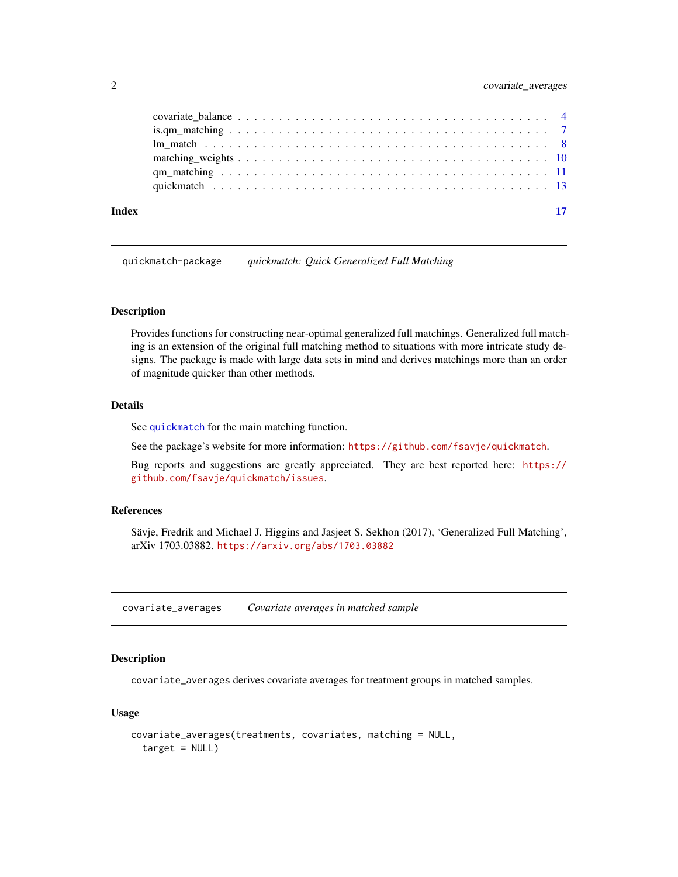covariate_balance . . . . . . . . . . . . . . . . . . . . . . . . . . . . . . . . . . . . . . 4
is.qm_matching . . . . . . . . . . . . . . . . . . . . . . . . . . . . . . . . . . . . . . . 7
lm_match . . . . . . . . . . . . . . . . . . . . . . . . . . . . . . . . . . . . . . . . . . . 8
matching_weights . . . . . . . . . . . . . . . . . . . . . . . . . . . . . . . . . . . . . . 10
qm_matching . . . . . . . . . . . . . . . . . . . . . . . . . . . . . . . . . . . . . . . . 11
quickmatch . . . . . . . . . . . . . . . . . . . . . . . . . . . . . . . . . . . . . . . . . 13

**Index** **17**

---

`quickmatch-package` *quickmatch: Quick Generalized Full Matching*

---

## Description

Provides functions for constructing near-optimal generalized full matchings. Generalized full matching is an extension of the original full matching method to situations with more intricate study designs. The package is made with large data sets in mind and derives matchings more than an order of magnitude quicker than other methods.

## Details

See `quickmatch` for the main matching function.

See the package's website for more information: `https://github.com/fsavje/quickmatch`.

Bug reports and suggestions are greatly appreciated. They are best reported here: `https://github.com/fsavje/quickmatch/issues`.

## References

Sävje, Fredrik and Michael J. Higgins and Jasjeet S. Sekhon (2017), 'Generalized Full Matching', arXiv 1703.03882. `https://arxiv.org/abs/1703.03882`

---

`covariate_averages` *Covariate averages in matched sample*

---

## Description

`covariate_averages` derives covariate averages for treatment groups in matched samples.

## Usage

```
covariate_averages(treatments, covariates, matching = NULL,
  target = NULL)
```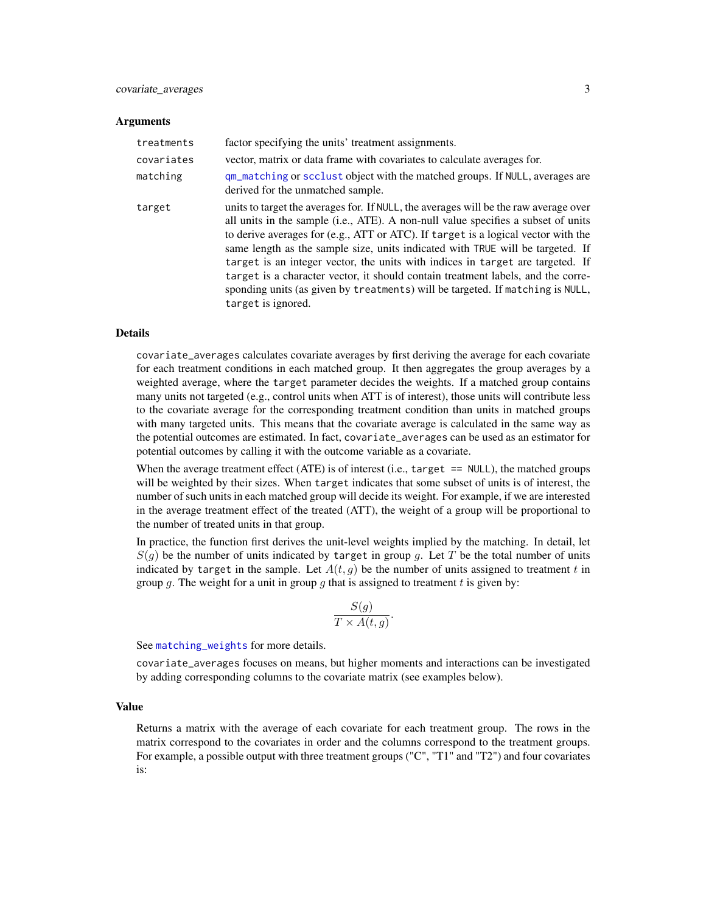### Arguments

| | |
|---|---|
| `treatments` | factor specifying the units' treatment assignments. |
| `covariates` | vector, matrix or data frame with covariates to calculate averages for. |
| `matching` | `qm_matching` or `scclust` object with the matched groups. If `NULL`, averages are derived for the unmatched sample. |
| `target` | units to target the averages for. If `NULL`, the averages will be the raw average over all units in the sample (i.e., ATE). A non-null value specifies a subset of units to derive averages for (e.g., ATT or ATC). If `target` is a logical vector with the same length as the sample size, units indicated with `TRUE` will be targeted. If `target` is an integer vector, the units with indices in `target` are targeted. If `target` is a character vector, it should contain treatment labels, and the corresponding units (as given by `treatments`) will be targeted. If `matching` is `NULL`, `target` is ignored. |

### Details

`covariate_averages` calculates covariate averages by first deriving the average for each covariate for each treatment conditions in each matched group. It then aggregates the group averages by a weighted average, where the `target` parameter decides the weights. If a matched group contains many units not targeted (e.g., control units when ATT is of interest), those units will contribute less to the covariate average for the corresponding treatment condition than units in matched groups with many targeted units. This means that the covariate average is calculated in the same way as the potential outcomes are estimated. In fact, `covariate_averages` can be used as an estimator for potential outcomes by calling it with the outcome variable as a covariate.

When the average treatment effect (ATE) is of interest (i.e., `target == NULL`), the matched groups will be weighted by their sizes. When `target` indicates that some subset of units is of interest, the number of such units in each matched group will decide its weight. For example, if we are interested in the average treatment effect of the treated (ATT), the weight of a group will be proportional to the number of treated units in that group.

In practice, the function first derives the unit-level weights implied by the matching. In detail, let $S(g)$ be the number of units indicated by `target` in group $g$. Let $T$ be the total number of units indicated by `target` in the sample. Let $A(t, g)$ be the number of units assigned to treatment $t$ in group $g$. The weight for a unit in group $g$ that is assigned to treatment $t$ is given by:

$$\frac{S(g)}{T \times A(t, g)}.$$

See `matching_weights` for more details.

`covariate_averages` focuses on means, but higher moments and interactions can be investigated by adding corresponding columns to the covariate matrix (see examples below).

### Value

Returns a matrix with the average of each covariate for each treatment group. The rows in the matrix correspond to the covariates in order and the columns correspond to the treatment groups. For example, a possible output with three treatment groups ("C", "T1" and "T2") and four covariates is: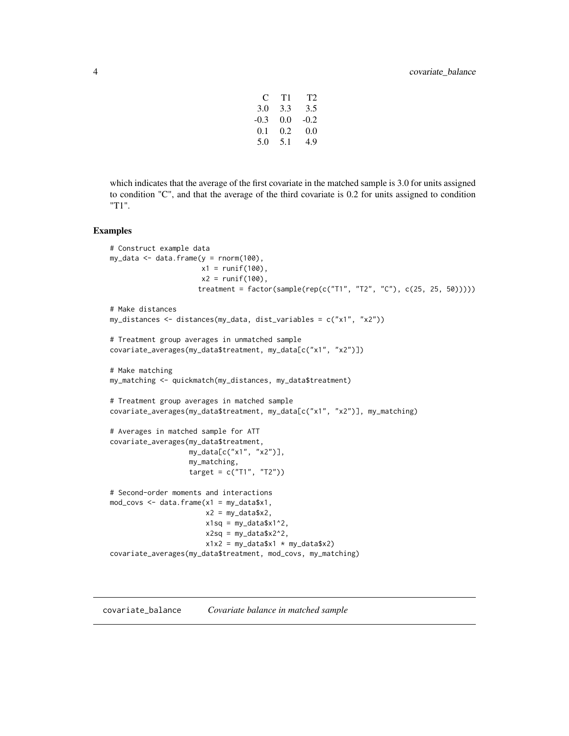| C | T1 | T2 |
|---|---|---|
| 3.0 | 3.3 | 3.5 |
| -0.3 | 0.0 | -0.2 |
| 0.1 | 0.2 | 0.0 |
| 5.0 | 5.1 | 4.9 |

which indicates that the average of the first covariate in the matched sample is 3.0 for units assigned to condition "C", and that the average of the third covariate is 0.2 for units assigned to condition "T1".

## Examples

```
# Construct example data
my_data <- data.frame(y = rnorm(100),
                      x1 = runif(100),
                      x2 = runif(100),
                     treatment = factor(sample(rep(c("T1", "T2", "C"), c(25, 25, 50)))))

# Make distances
my_distances <- distances(my_data, dist_variables = c("x1", "x2"))

# Treatment group averages in unmatched sample
covariate_averages(my_data$treatment, my_data[c("x1", "x2")])

# Make matching
my_matching <- quickmatch(my_distances, my_data$treatment)

# Treatment group averages in matched sample
covariate_averages(my_data$treatment, my_data[c("x1", "x2")], my_matching)

# Averages in matched sample for ATT
covariate_averages(my_data$treatment,
                   my_data[c("x1", "x2")],
                   my_matching,
                   target = c("T1", "T2"))

# Second-order moments and interactions
mod_covs <- data.frame(x1 = my_data$x1,
                       x2 = my_data$x2,
                       x1sq = my_data$x1^2,
                       x2sq = my_data$x2^2,
                       x1x2 = my_data$x1 * my_data$x2)
covariate_averages(my_data$treatment, mod_covs, my_matching)
```

---

`covariate_balance` *Covariate balance in matched sample*

---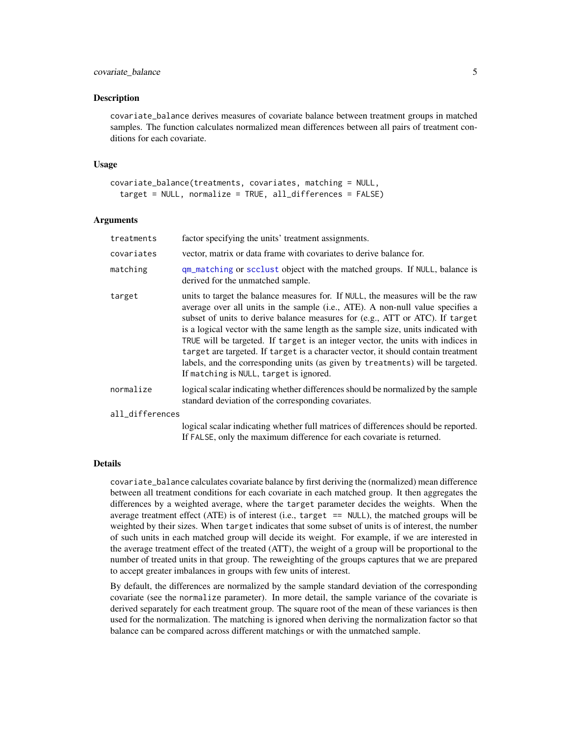### Description

covariate_balance derives measures of covariate balance between treatment groups in matched samples. The function calculates normalized mean differences between all pairs of treatment conditions for each covariate.

### Usage

```
covariate_balance(treatments, covariates, matching = NULL,
  target = NULL, normalize = TRUE, all_differences = FALSE)
```

### Arguments

| | |
|---|---|
| treatments | factor specifying the units' treatment assignments. |
| covariates | vector, matrix or data frame with covariates to derive balance for. |
| matching | qm_matching or scclust object with the matched groups. If NULL, balance is derived for the unmatched sample. |
| target | units to target the balance measures for. If NULL, the measures will be the raw average over all units in the sample (i.e., ATE). A non-null value specifies a subset of units to derive balance measures for (e.g., ATT or ATC). If target is a logical vector with the same length as the sample size, units indicated with TRUE will be targeted. If target is an integer vector, the units with indices in target are targeted. If target is a character vector, it should contain treatment labels, and the corresponding units (as given by treatments) will be targeted. If matching is NULL, target is ignored. |
| normalize | logical scalar indicating whether differences should be normalized by the sample standard deviation of the corresponding covariates. |
| all_differences | logical scalar indicating whether full matrices of differences should be reported. If FALSE, only the maximum difference for each covariate is returned. |

### Details

covariate_balance calculates covariate balance by first deriving the (normalized) mean difference between all treatment conditions for each covariate in each matched group. It then aggregates the differences by a weighted average, where the target parameter decides the weights. When the average treatment effect (ATE) is of interest (i.e., target == NULL), the matched groups will be weighted by their sizes. When target indicates that some subset of units is of interest, the number of such units in each matched group will decide its weight. For example, if we are interested in the average treatment effect of the treated (ATT), the weight of a group will be proportional to the number of treated units in that group. The reweighting of the groups captures that we are prepared to accept greater imbalances in groups with few units of interest.

By default, the differences are normalized by the sample standard deviation of the corresponding covariate (see the normalize parameter). In more detail, the sample variance of the covariate is derived separately for each treatment group. The square root of the mean of these variances is then used for the normalization. The matching is ignored when deriving the normalization factor so that balance can be compared across different matchings or with the unmatched sample.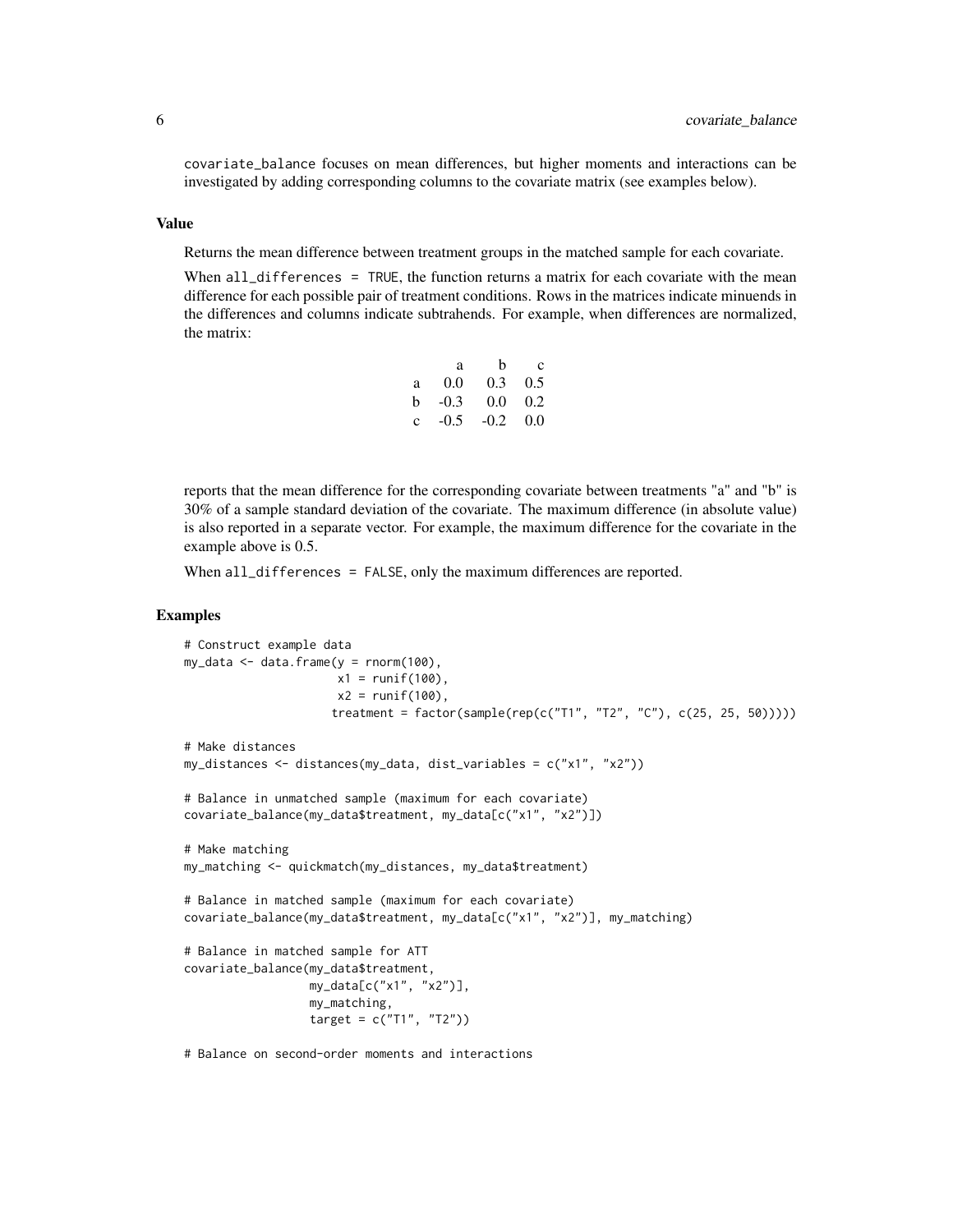`covariate_balance` focuses on mean differences, but higher moments and interactions can be investigated by adding corresponding columns to the covariate matrix (see examples below).

## Value

Returns the mean difference between treatment groups in the matched sample for each covariate.

When `all_differences = TRUE`, the function returns a matrix for each covariate with the mean difference for each possible pair of treatment conditions. Rows in the matrices indicate minuends in the differences and columns indicate subtrahends. For example, when differences are normalized, the matrix:

| | a | b | c |
|---|---|---|---|
| a | 0.0 | 0.3 | 0.5 |
| b | -0.3 | 0.0 | 0.2 |
| c | -0.5 | -0.2 | 0.0 |

reports that the mean difference for the corresponding covariate between treatments "a" and "b" is 30% of a sample standard deviation of the covariate. The maximum difference (in absolute value) is also reported in a separate vector. For example, the maximum difference for the covariate in the example above is 0.5.

When `all_differences = FALSE`, only the maximum differences are reported.

## Examples

```
# Construct example data
my_data <- data.frame(y = rnorm(100),
                      x1 = runif(100),
                      x2 = runif(100),
                     treatment = factor(sample(rep(c("T1", "T2", "C"), c(25, 25, 50)))))

# Make distances
my_distances <- distances(my_data, dist_variables = c("x1", "x2"))

# Balance in unmatched sample (maximum for each covariate)
covariate_balance(my_data$treatment, my_data[c("x1", "x2")])

# Make matching
my_matching <- quickmatch(my_distances, my_data$treatment)

# Balance in matched sample (maximum for each covariate)
covariate_balance(my_data$treatment, my_data[c("x1", "x2")], my_matching)

# Balance in matched sample for ATT
covariate_balance(my_data$treatment,
                  my_data[c("x1", "x2")],
                  my_matching,
                  target = c("T1", "T2"))

# Balance on second-order moments and interactions
```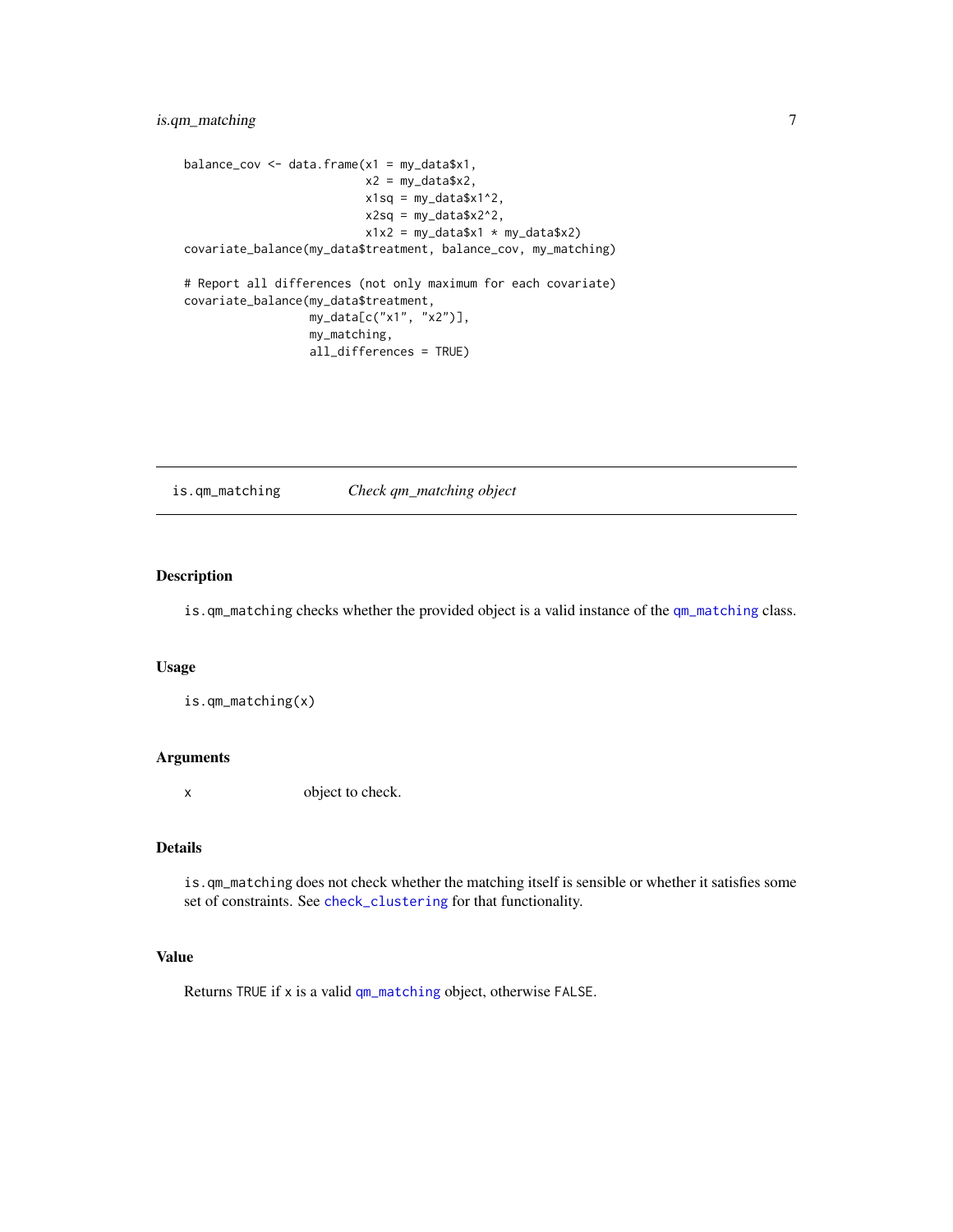```
balance_cov <- data.frame(x1 = my_data$x1,
                          x2 = my_data$x2,
                          x1sq = my_data$x1^2,
                          x2sq = my_data$x2^2,
                          x1x2 = my_data$x1 * my_data$x2)
covariate_balance(my_data$treatment, balance_cov, my_matching)

# Report all differences (not only maximum for each covariate)
covariate_balance(my_data$treatment,
                  my_data[c("x1", "x2")],
                  my_matching,
                  all_differences = TRUE)
```

## is.qm_matching    *Check qm_matching object*

### Description

`is.qm_matching` checks whether the provided object is a valid instance of the `qm_matching` class.

### Usage

```
is.qm_matching(x)
```

### Arguments

| | |
|---|---|
| `x` | object to check. |

### Details

`is.qm_matching` does not check whether the matching itself is sensible or whether it satisfies some set of constraints. See `check_clustering` for that functionality.

### Value

Returns `TRUE` if `x` is a valid `qm_matching` object, otherwise `FALSE`.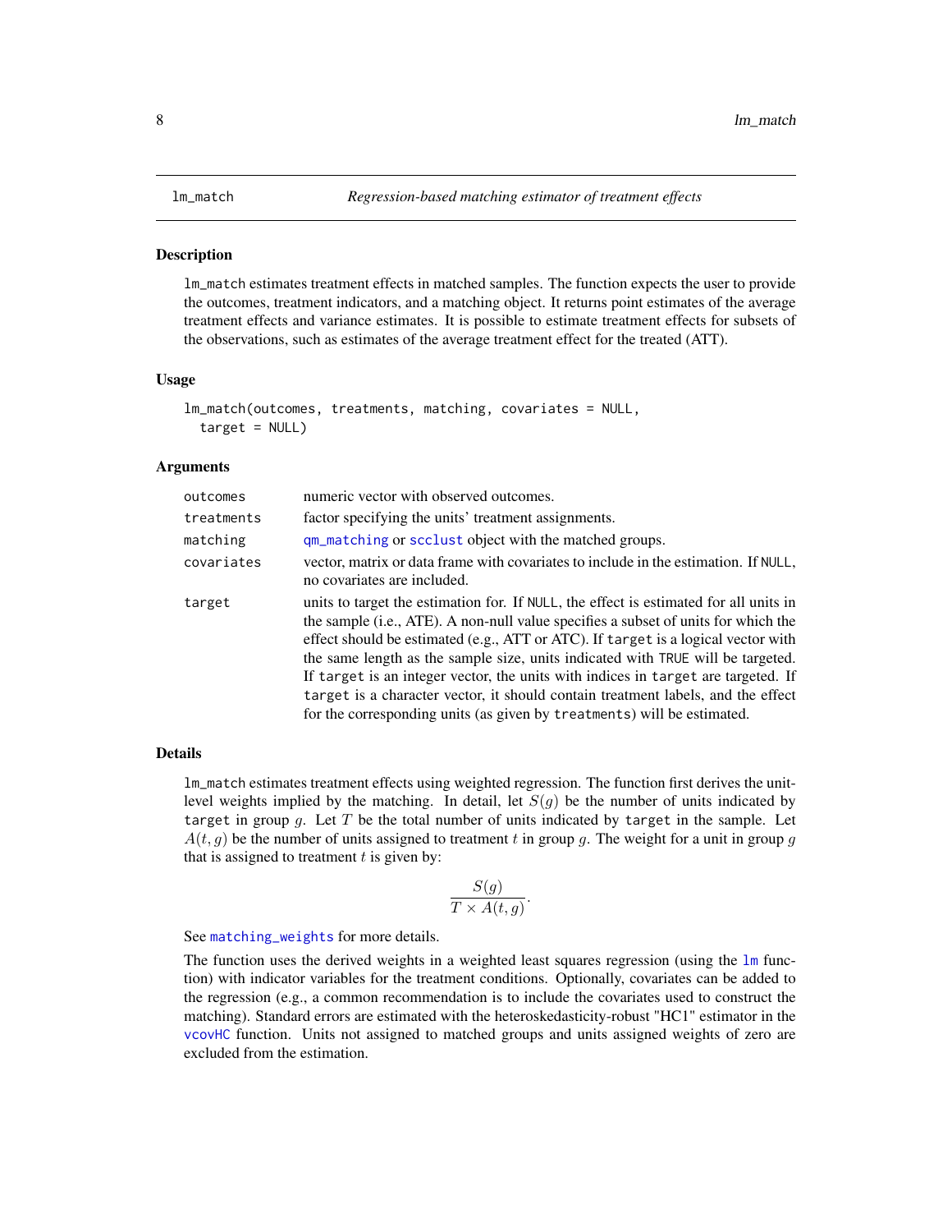`lm_match` — *Regression-based matching estimator of treatment effects*

## Description

`lm_match` estimates treatment effects in matched samples. The function expects the user to provide the outcomes, treatment indicators, and a matching object. It returns point estimates of the average treatment effects and variance estimates. It is possible to estimate treatment effects for subsets of the observations, such as estimates of the average treatment effect for the treated (ATT).

## Usage

```
lm_match(outcomes, treatments, matching, covariates = NULL,
  target = NULL)
```

## Arguments

| | |
|---|---|
| `outcomes` | numeric vector with observed outcomes. |
| `treatments` | factor specifying the units' treatment assignments. |
| `matching` | `qm_matching` or `scclust` object with the matched groups. |
| `covariates` | vector, matrix or data frame with covariates to include in the estimation. If `NULL`, no covariates are included. |
| `target` | units to target the estimation for. If `NULL`, the effect is estimated for all units in the sample (i.e., ATE). A non-null value specifies a subset of units for which the effect should be estimated (e.g., ATT or ATC). If `target` is a logical vector with the same length as the sample size, units indicated with `TRUE` will be targeted. If `target` is an integer vector, the units with indices in `target` are targeted. If `target` is a character vector, it should contain treatment labels, and the effect for the corresponding units (as given by `treatments`) will be estimated. |

## Details

`lm_match` estimates treatment effects using weighted regression. The function first derives the unit-level weights implied by the matching. In detail, let $S(g)$ be the number of units indicated by `target` in group $g$. Let $T$ be the total number of units indicated by `target` in the sample. Let $A(t, g)$ be the number of units assigned to treatment $t$ in group $g$. The weight for a unit in group $g$ that is assigned to treatment $t$ is given by:

$$\frac{S(g)}{T \times A(t, g)}.$$

See `matching_weights` for more details.

The function uses the derived weights in a weighted least squares regression (using the `lm` function) with indicator variables for the treatment conditions. Optionally, covariates can be added to the regression (e.g., a common recommendation is to include the covariates used to construct the matching). Standard errors are estimated with the heteroskedasticity-robust "HC1" estimator in the `vcovHC` function. Units not assigned to matched groups and units assigned weights of zero are excluded from the estimation.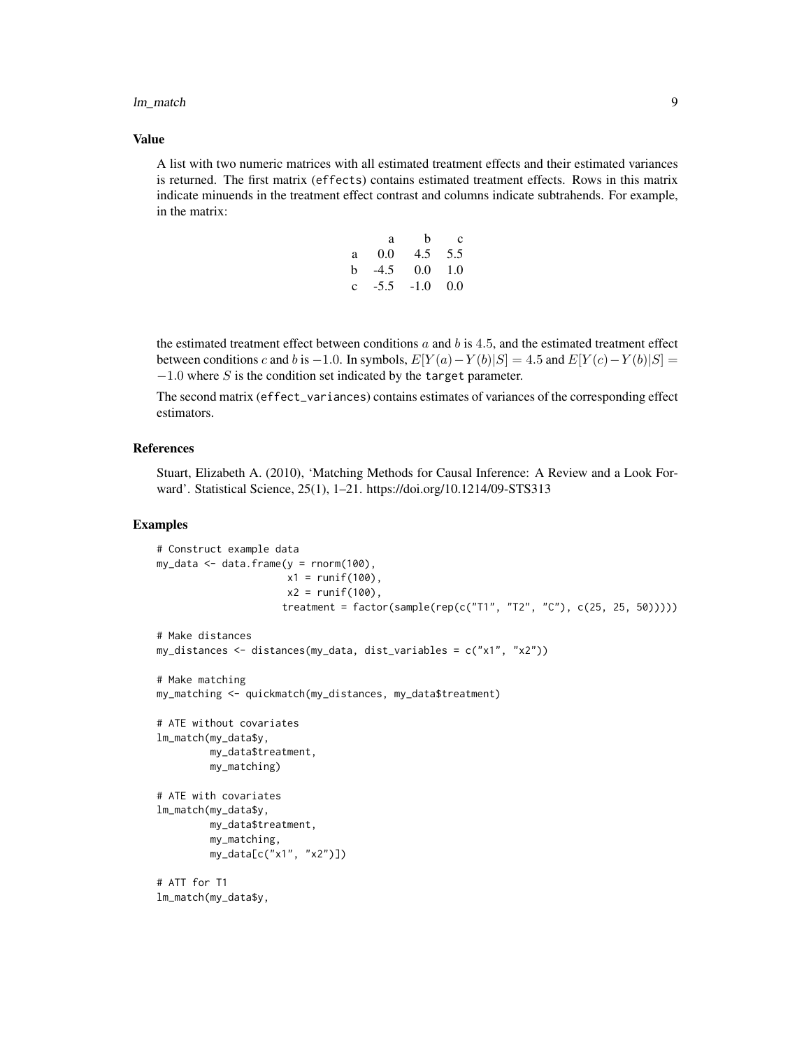## Value

A list with two numeric matrices with all estimated treatment effects and their estimated variances is returned. The first matrix (`effects`) contains estimated treatment effects. Rows in this matrix indicate minuends in the treatment effect contrast and columns indicate subtrahends. For example, in the matrix:

| | a | b | c |
|---|---|---|---|
| a | 0.0 | 4.5 | 5.5 |
| b | -4.5 | 0.0 | 1.0 |
| c | -5.5 | -1.0 | 0.0 |

the estimated treatment effect between conditions $a$ and $b$ is $4.5$, and the estimated treatment effect between conditions $c$ and $b$ is $-1.0$. In symbols, $E[Y(a) - Y(b)|S] = 4.5$ and $E[Y(c) - Y(b)|S] = -1.0$ where $S$ is the condition set indicated by the `target` parameter.

The second matrix (`effect_variances`) contains estimates of variances of the corresponding effect estimators.

## References

Stuart, Elizabeth A. (2010), 'Matching Methods for Causal Inference: A Review and a Look Forward'. Statistical Science, 25(1), 1–21. https://doi.org/10.1214/09-STS313

## Examples

```
# Construct example data
my_data <- data.frame(y = rnorm(100),
                      x1 = runif(100),
                      x2 = runif(100),
                     treatment = factor(sample(rep(c("T1", "T2", "C"), c(25, 25, 50)))))

# Make distances
my_distances <- distances(my_data, dist_variables = c("x1", "x2"))

# Make matching
my_matching <- quickmatch(my_distances, my_data$treatment)

# ATE without covariates
lm_match(my_data$y,
         my_data$treatment,
         my_matching)

# ATE with covariates
lm_match(my_data$y,
         my_data$treatment,
         my_matching,
         my_data[c("x1", "x2")])

# ATT for T1
lm_match(my_data$y,
```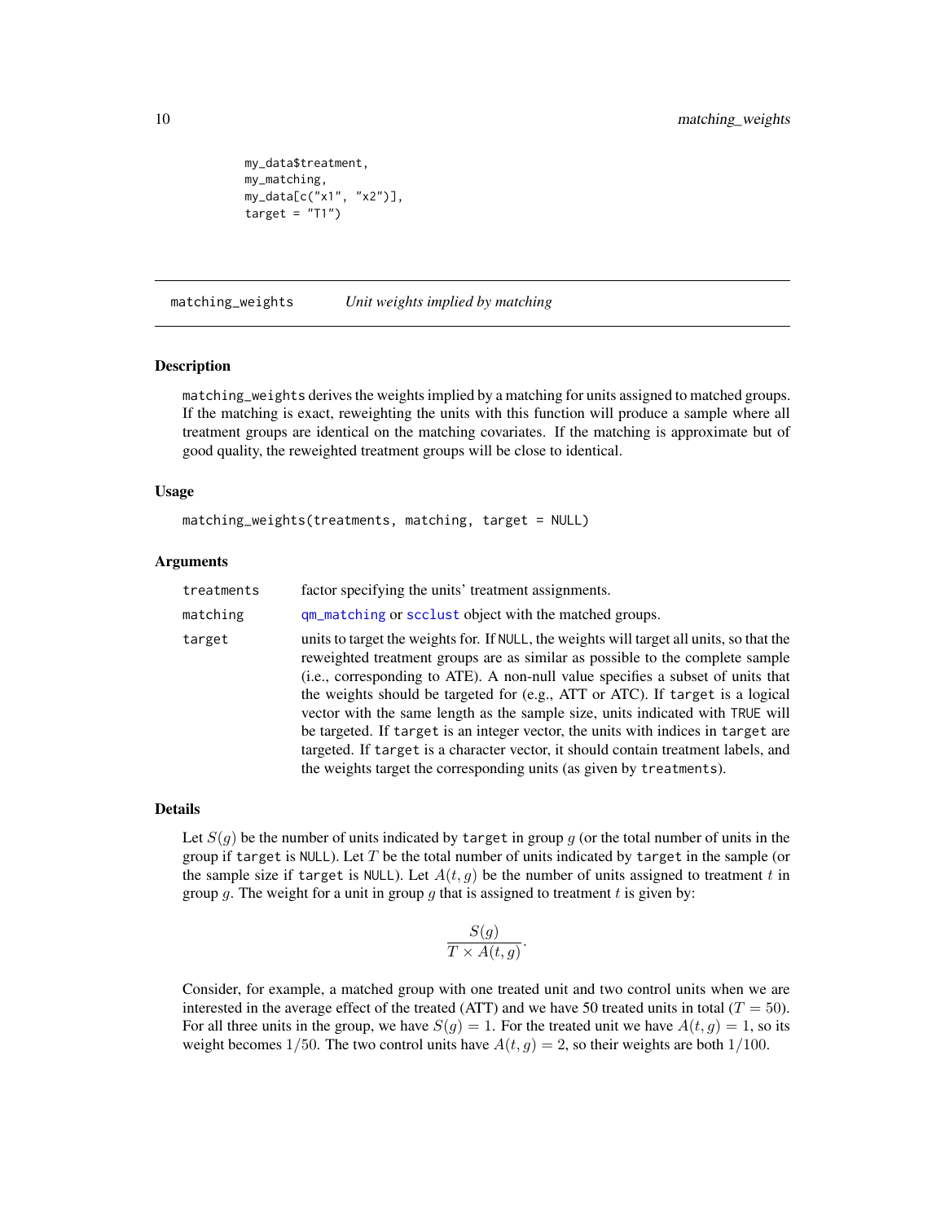```
        my_data$treatment,
        my_matching,
        my_data[c("x1", "x2")],
        target = "T1")
```

## matching_weights — *Unit weights implied by matching*

### Description

matching_weights derives the weights implied by a matching for units assigned to matched groups. If the matching is exact, reweighting the units with this function will produce a sample where all treatment groups are identical on the matching covariates. If the matching is approximate but of good quality, the reweighted treatment groups will be close to identical.

### Usage

```
matching_weights(treatments, matching, target = NULL)
```

### Arguments

| | |
|---|---|
| treatments | factor specifying the units' treatment assignments. |
| matching | qm_matching or scclust object with the matched groups. |
| target | units to target the weights for. If NULL, the weights will target all units, so that the reweighted treatment groups are as similar as possible to the complete sample (i.e., corresponding to ATE). A non-null value specifies a subset of units that the weights should be targeted for (e.g., ATT or ATC). If target is a logical vector with the same length as the sample size, units indicated with TRUE will be targeted. If target is an integer vector, the units with indices in target are targeted. If target is a character vector, it should contain treatment labels, and the weights target the corresponding units (as given by treatments). |

### Details

Let $S(g)$ be the number of units indicated by target in group $g$ (or the total number of units in the group if target is NULL). Let $T$ be the total number of units indicated by target in the sample (or the sample size if target is NULL). Let $A(t, g)$ be the number of units assigned to treatment $t$ in group $g$. The weight for a unit in group $g$ that is assigned to treatment $t$ is given by:

$$\frac{S(g)}{T \times A(t, g)}.$$

Consider, for example, a matched group with one treated unit and two control units when we are interested in the average effect of the treated (ATT) and we have 50 treated units in total ($T = 50$). For all three units in the group, we have $S(g) = 1$. For the treated unit we have $A(t, g) = 1$, so its weight becomes $1/50$. The two control units have $A(t, g) = 2$, so their weights are both $1/100$.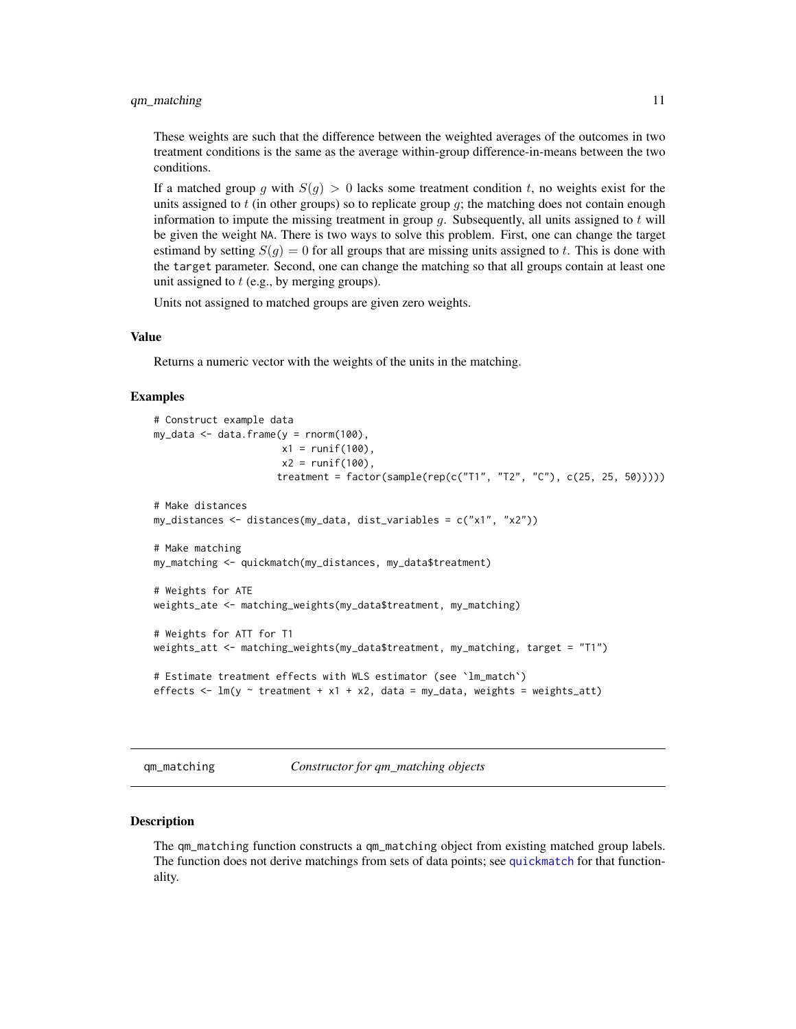These weights are such that the difference between the weighted averages of the outcomes in two treatment conditions is the same as the average within-group difference-in-means between the two conditions.

If a matched group $g$ with $S(g) > 0$ lacks some treatment condition $t$, no weights exist for the units assigned to $t$ (in other groups) so to replicate group $g$; the matching does not contain enough information to impute the missing treatment in group $g$. Subsequently, all units assigned to $t$ will be given the weight NA. There is two ways to solve this problem. First, one can change the target estimand by setting $S(g) = 0$ for all groups that are missing units assigned to $t$. This is done with the `target` parameter. Second, one can change the matching so that all groups contain at least one unit assigned to $t$ (e.g., by merging groups).

Units not assigned to matched groups are given zero weights.

### Value

Returns a numeric vector with the weights of the units in the matching.

### Examples

```
# Construct example data
my_data <- data.frame(y = rnorm(100),
                      x1 = runif(100),
                      x2 = runif(100),
                     treatment = factor(sample(rep(c("T1", "T2", "C"), c(25, 25, 50)))))

# Make distances
my_distances <- distances(my_data, dist_variables = c("x1", "x2"))

# Make matching
my_matching <- quickmatch(my_distances, my_data$treatment)

# Weights for ATE
weights_ate <- matching_weights(my_data$treatment, my_matching)

# Weights for ATT for T1
weights_att <- matching_weights(my_data$treatment, my_matching, target = "T1")

# Estimate treatment effects with WLS estimator (see `lm_match`)
effects <- lm(y ~ treatment + x1 + x2, data = my_data, weights = weights_att)
```

---

## qm_matching — *Constructor for qm_matching objects*

---

### Description

The `qm_matching` function constructs a `qm_matching` object from existing matched group labels. The function does not derive matchings from sets of data points; see `quickmatch` for that functionality.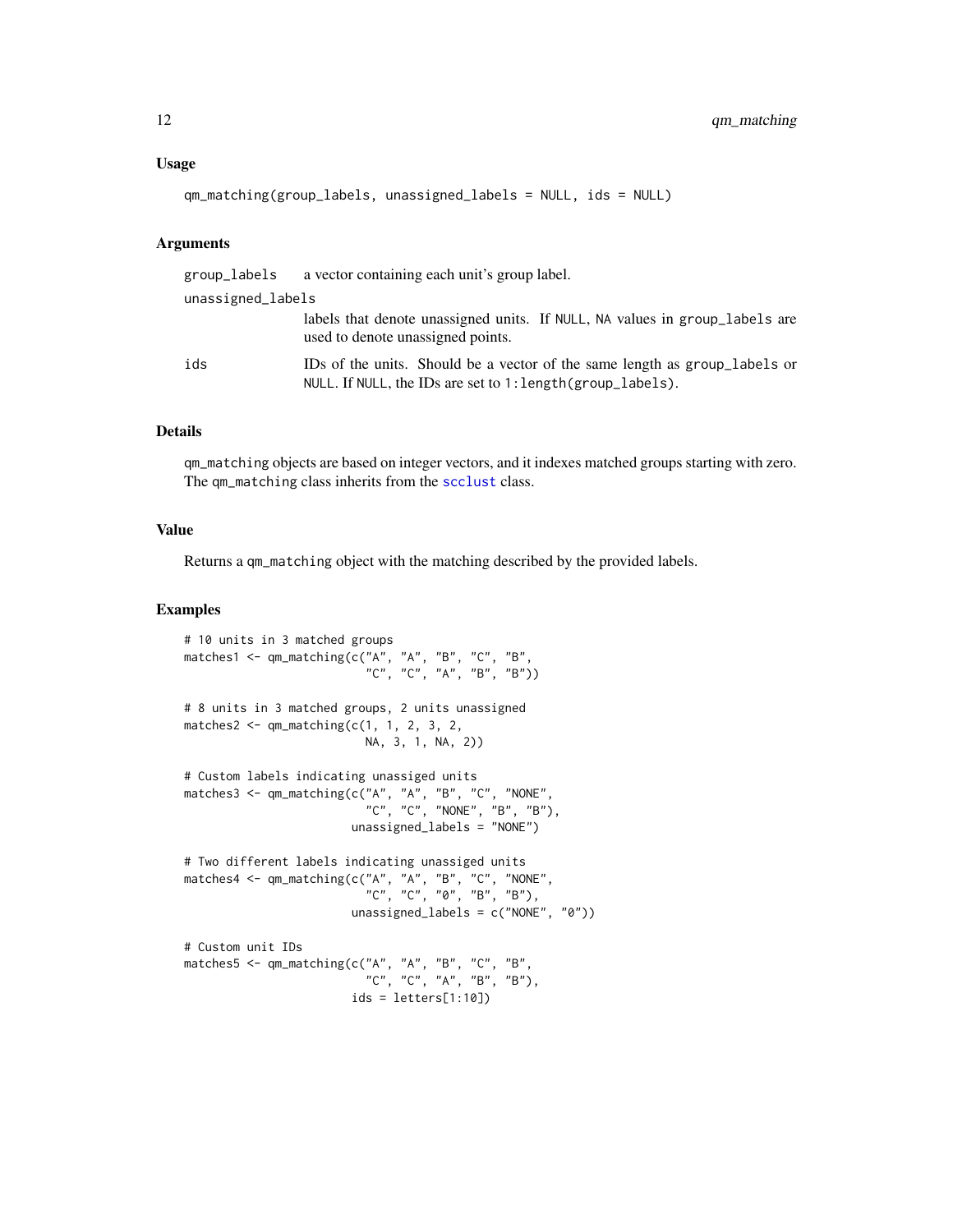### Usage

```
qm_matching(group_labels, unassigned_labels = NULL, ids = NULL)
```

### Arguments

- `group_labels` a vector containing each unit's group label.
- `unassigned_labels` labels that denote unassigned units. If `NULL`, `NA` values in `group_labels` are used to denote unassigned points.
- `ids` IDs of the units. Should be a vector of the same length as `group_labels` or `NULL`. If `NULL`, the IDs are set to `1:length(group_labels)`.

### Details

`qm_matching` objects are based on integer vectors, and it indexes matched groups starting with zero. The `qm_matching` class inherits from the `scclust` class.

### Value

Returns a `qm_matching` object with the matching described by the provided labels.

### Examples

```
# 10 units in 3 matched groups
matches1 <- qm_matching(c("A", "A", "B", "C", "B",
                          "C", "C", "A", "B", "B"))

# 8 units in 3 matched groups, 2 units unassigned
matches2 <- qm_matching(c(1, 1, 2, 3, 2,
                          NA, 3, 1, NA, 2))

# Custom labels indicating unassiged units
matches3 <- qm_matching(c("A", "A", "B", "C", "NONE",
                          "C", "C", "NONE", "B", "B"),
                        unassigned_labels = "NONE")

# Two different labels indicating unassiged units
matches4 <- qm_matching(c("A", "A", "B", "C", "NONE",
                          "C", "C", "0", "B", "B"),
                        unassigned_labels = c("NONE", "0"))

# Custom unit IDs
matches5 <- qm_matching(c("A", "A", "B", "C", "B",
                          "C", "C", "A", "B", "B"),
                        ids = letters[1:10])
```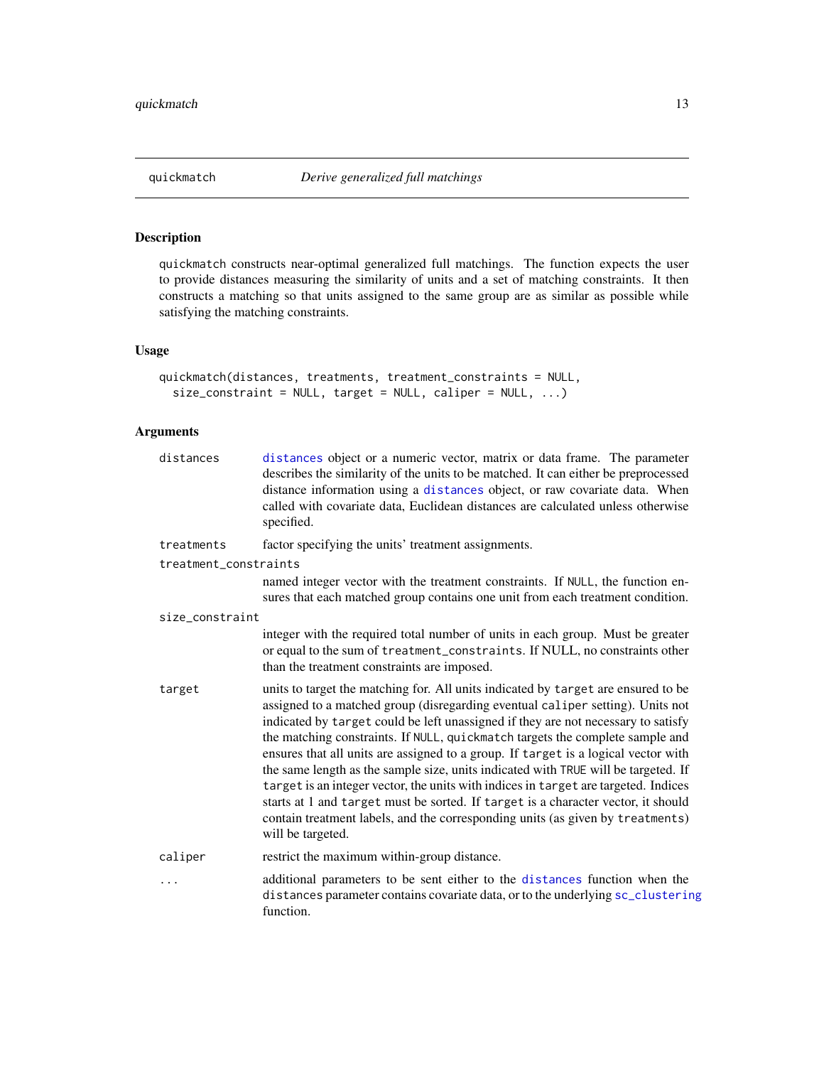quickmatch *Derive generalized full matchings*

## Description

quickmatch constructs near-optimal generalized full matchings. The function expects the user to provide distances measuring the similarity of units and a set of matching constraints. It then constructs a matching so that units assigned to the same group are as similar as possible while satisfying the matching constraints.

## Usage

```
quickmatch(distances, treatments, treatment_constraints = NULL,
  size_constraint = NULL, target = NULL, caliper = NULL, ...)
```

## Arguments

| | |
|---|---|
| distances | distances object or a numeric vector, matrix or data frame. The parameter describes the similarity of the units to be matched. It can either be preprocessed distance information using a distances object, or raw covariate data. When called with covariate data, Euclidean distances are calculated unless otherwise specified. |
| treatments | factor specifying the units' treatment assignments. |
| treatment_constraints | named integer vector with the treatment constraints. If NULL, the function ensures that each matched group contains one unit from each treatment condition. |
| size_constraint | integer with the required total number of units in each group. Must be greater or equal to the sum of treatment_constraints. If NULL, no constraints other than the treatment constraints are imposed. |
| target | units to target the matching for. All units indicated by target are ensured to be assigned to a matched group (disregarding eventual caliper setting). Units not indicated by target could be left unassigned if they are not necessary to satisfy the matching constraints. If NULL, quickmatch targets the complete sample and ensures that all units are assigned to a group. If target is a logical vector with the same length as the sample size, units indicated with TRUE will be targeted. If target is an integer vector, the units with indices in target are targeted. Indices starts at 1 and target must be sorted. If target is a character vector, it should contain treatment labels, and the corresponding units (as given by treatments) will be targeted. |
| caliper | restrict the maximum within-group distance. |
| ... | additional parameters to be sent either to the distances function when the distances parameter contains covariate data, or to the underlying sc_clustering function. |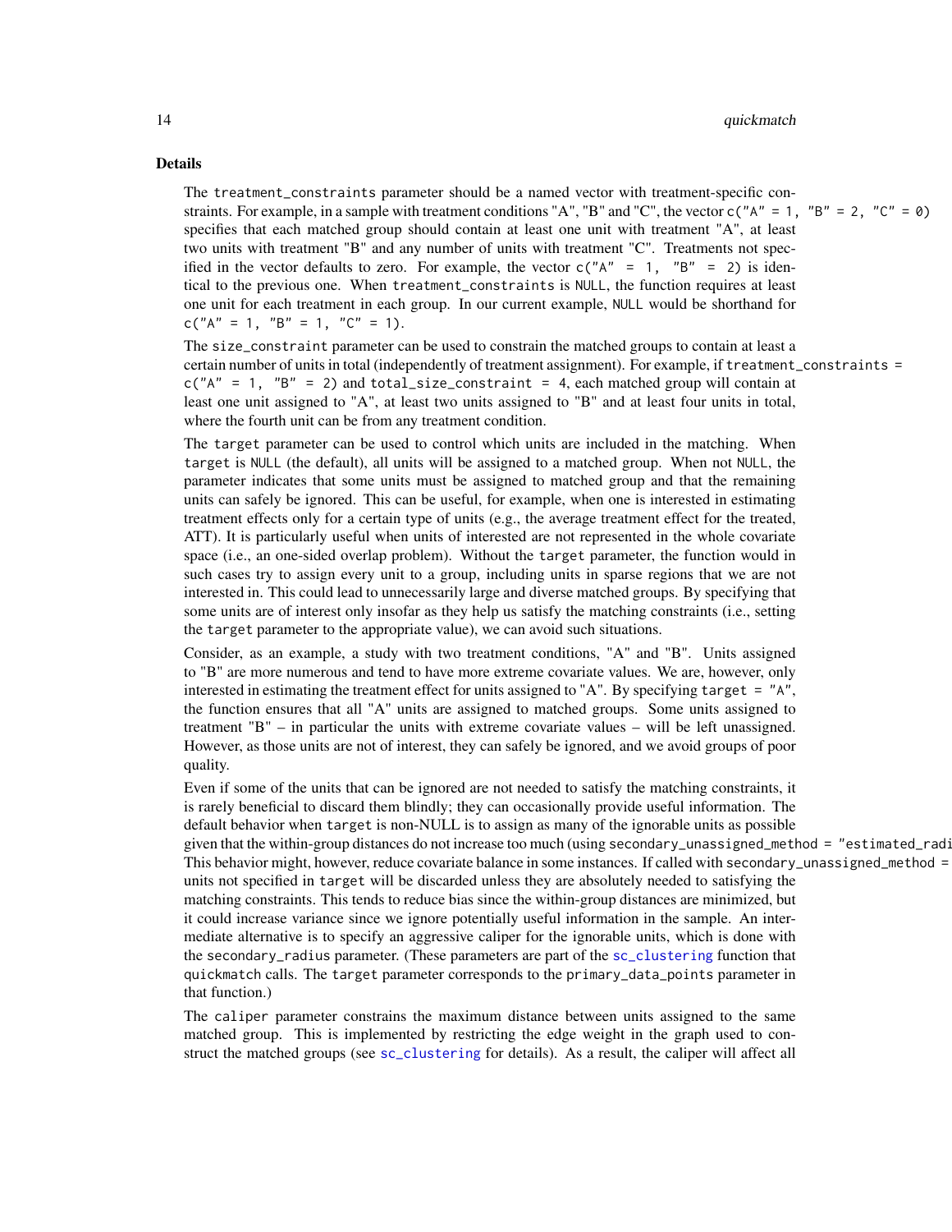### Details

The `treatment_constraints` parameter should be a named vector with treatment-specific constraints. For example, in a sample with treatment conditions "A", "B" and "C", the vector `c("A" = 1, "B" = 2, "C" = 0)` specifies that each matched group should contain at least one unit with treatment "A", at least two units with treatment "B" and any number of units with treatment "C". Treatments not specified in the vector defaults to zero. For example, the vector `c("A" = 1, "B" = 2)` is identical to the previous one. When `treatment_constraints` is `NULL`, the function requires at least one unit for each treatment in each group. In our current example, `NULL` would be shorthand for `c("A" = 1, "B" = 1, "C" = 1)`.

The `size_constraint` parameter can be used to constrain the matched groups to contain at least a certain number of units in total (independently of treatment assignment). For example, if `treatment_constraints = c("A" = 1, "B" = 2)` and `total_size_constraint = 4`, each matched group will contain at least one unit assigned to "A", at least two units assigned to "B" and at least four units in total, where the fourth unit can be from any treatment condition.

The `target` parameter can be used to control which units are included in the matching. When `target` is `NULL` (the default), all units will be assigned to a matched group. When not `NULL`, the parameter indicates that some units must be assigned to matched group and that the remaining units can safely be ignored. This can be useful, for example, when one is interested in estimating treatment effects only for a certain type of units (e.g., the average treatment effect for the treated, ATT). It is particularly useful when units of interested are not represented in the whole covariate space (i.e., an one-sided overlap problem). Without the `target` parameter, the function would in such cases try to assign every unit to a group, including units in sparse regions that we are not interested in. This could lead to unnecessarily large and diverse matched groups. By specifying that some units are of interest only insofar as they help us satisfy the matching constraints (i.e., setting the `target` parameter to the appropriate value), we can avoid such situations.

Consider, as an example, a study with two treatment conditions, "A" and "B". Units assigned to "B" are more numerous and tend to have more extreme covariate values. We are, however, only interested in estimating the treatment effect for units assigned to "A". By specifying `target = "A"`, the function ensures that all "A" units are assigned to matched groups. Some units assigned to treatment "B" – in particular the units with extreme covariate values – will be left unassigned. However, as those units are not of interest, they can safely be ignored, and we avoid groups of poor quality.

Even if some of the units that can be ignored are not needed to satisfy the matching constraints, it is rarely beneficial to discard them blindly; they can occasionally provide useful information. The default behavior when `target` is non-NULL is to assign as many of the ignorable units as possible given that the within-group distances do not increase too much (using `secondary_unassigned_method = "estimated_radi`
This behavior might, however, reduce covariate balance in some instances. If called with `secondary_unassigned_method =`
units not specified in `target` will be discarded unless they are absolutely needed to satisfying the matching constraints. This tends to reduce bias since the within-group distances are minimized, but it could increase variance since we ignore potentially useful information in the sample. An intermediate alternative is to specify an aggressive caliper for the ignorable units, which is done with the `secondary_radius` parameter. (These parameters are part of the `sc_clustering` function that `quickmatch` calls. The `target` parameter corresponds to the `primary_data_points` parameter in that function.)

The `caliper` parameter constrains the maximum distance between units assigned to the same matched group. This is implemented by restricting the edge weight in the graph used to construct the matched groups (see `sc_clustering` for details). As a result, the caliper will affect all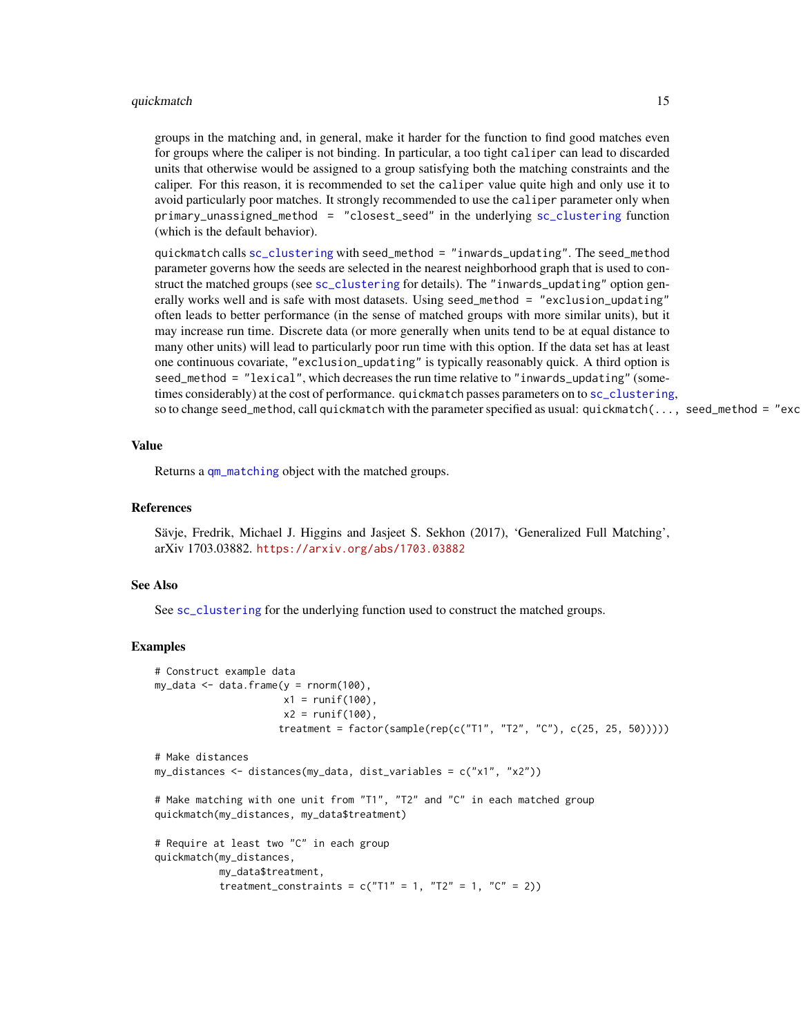groups in the matching and, in general, make it harder for the function to find good matches even for groups where the caliper is not binding. In particular, a too tight `caliper` can lead to discarded units that otherwise would be assigned to a group satisfying both the matching constraints and the caliper. For this reason, it is recommended to set the `caliper` value quite high and only use it to avoid particularly poor matches. It strongly recommended to use the `caliper` parameter only when `primary_unassigned_method = "closest_seed"` in the underlying `sc_clustering` function (which is the default behavior).

`quickmatch` calls `sc_clustering` with `seed_method = "inwards_updating"`. The `seed_method` parameter governs how the seeds are selected in the nearest neighborhood graph that is used to construct the matched groups (see `sc_clustering` for details). The `"inwards_updating"` option generally works well and is safe with most datasets. Using `seed_method = "exclusion_updating"` often leads to better performance (in the sense of matched groups with more similar units), but it may increase run time. Discrete data (or more generally when units tend to be at equal distance to many other units) will lead to particularly poor run time with this option. If the data set has at least one continuous covariate, `"exclusion_updating"` is typically reasonably quick. A third option is `seed_method = "lexical"`, which decreases the run time relative to `"inwards_updating"` (sometimes considerably) at the cost of performance. `quickmatch` passes parameters on to `sc_clustering`, so to change `seed_method`, call `quickmatch` with the parameter specified as usual: `quickmatch(..., seed_method = "exc`

## Value

Returns a `qm_matching` object with the matched groups.

## References

Sävje, Fredrik, Michael J. Higgins and Jasjeet S. Sekhon (2017), 'Generalized Full Matching', arXiv 1703.03882. https://arxiv.org/abs/1703.03882

## See Also

See `sc_clustering` for the underlying function used to construct the matched groups.

## Examples

```
# Construct example data
my_data <- data.frame(y = rnorm(100),
                      x1 = runif(100),
                      x2 = runif(100),
                     treatment = factor(sample(rep(c("T1", "T2", "C"), c(25, 25, 50)))))

# Make distances
my_distances <- distances(my_data, dist_variables = c("x1", "x2"))

# Make matching with one unit from "T1", "T2" and "C" in each matched group
quickmatch(my_distances, my_data$treatment)

# Require at least two "C" in each group
quickmatch(my_distances,
           my_data$treatment,
           treatment_constraints = c("T1" = 1, "T2" = 1, "C" = 2))
```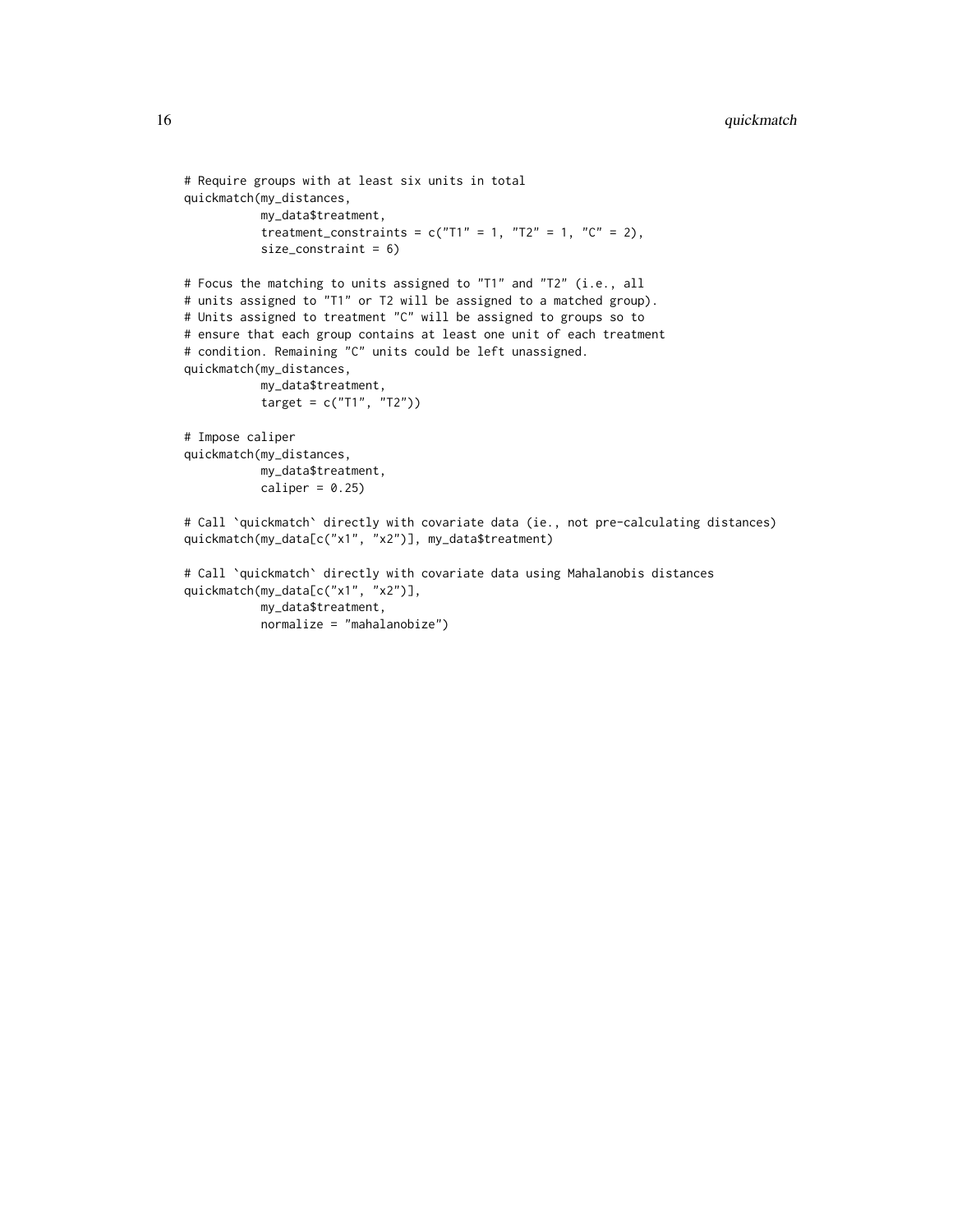```
# Require groups with at least six units in total
quickmatch(my_distances,
           my_data$treatment,
           treatment_constraints = c("T1" = 1, "T2" = 1, "C" = 2),
           size_constraint = 6)

# Focus the matching to units assigned to "T1" and "T2" (i.e., all
# units assigned to "T1" or T2 will be assigned to a matched group).
# Units assigned to treatment "C" will be assigned to groups so to
# ensure that each group contains at least one unit of each treatment
# condition. Remaining "C" units could be left unassigned.
quickmatch(my_distances,
           my_data$treatment,
           target = c("T1", "T2"))

# Impose caliper
quickmatch(my_distances,
           my_data$treatment,
           caliper = 0.25)

# Call `quickmatch` directly with covariate data (ie., not pre-calculating distances)
quickmatch(my_data[c("x1", "x2")], my_data$treatment)

# Call `quickmatch` directly with covariate data using Mahalanobis distances
quickmatch(my_data[c("x1", "x2")],
           my_data$treatment,
           normalize = "mahalanobize")
```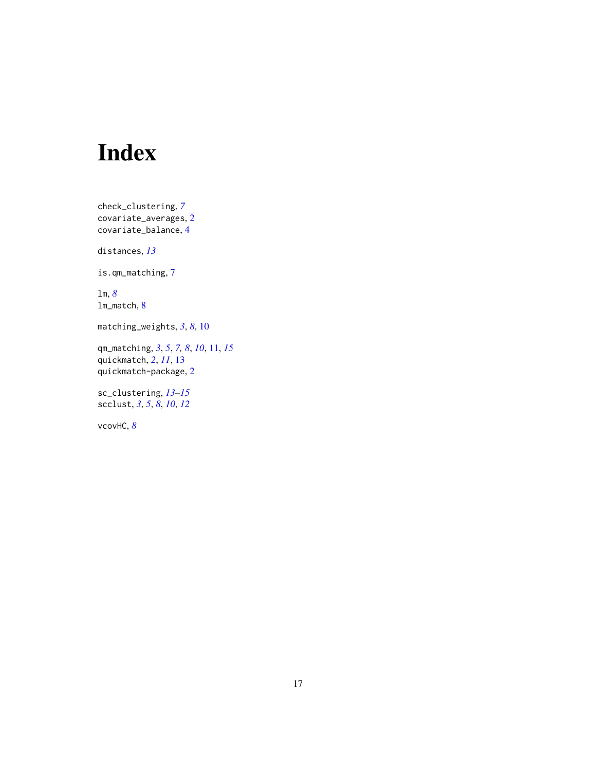# Index

check_clustering, *7*
covariate_averages, 2
covariate_balance, 4

distances, *13*

is.qm_matching, 7

lm, *8*
lm_match, 8

matching_weights, *3*, *8*, 10

qm_matching, *3*, *5*, *7, 8*, *10*, 11, *15*
quickmatch, *2*, *11*, 13
quickmatch-package, 2

sc_clustering, *13–15*
scclust, *3*, *5*, *8*, *10*, *12*

vcovHC, *8*